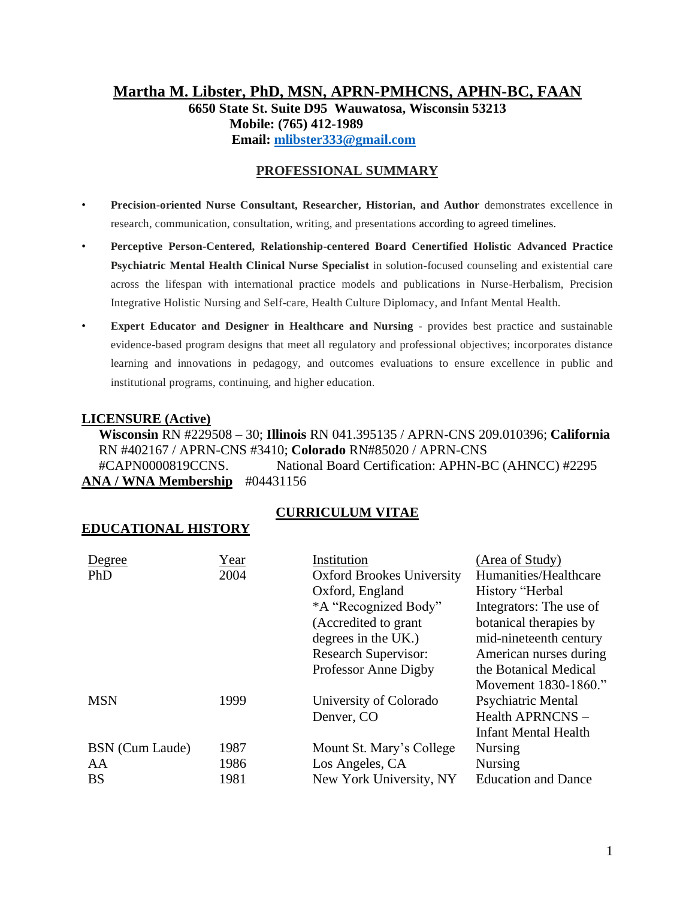# Martha M. Libster, PhD, MSN, APRN-PMHCNS, APHN-BC, FAAN

**6650 State St. Suite D95 Wauwatosa, Wisconsin 53213**
**Mobile: (765) 412-1989**
**Email: [mlibster333@gmail.com](mailto:mlibster333@gmail.com)**

## PROFESSIONAL SUMMARY

- **Precision-oriented Nurse Consultant, Researcher, Historian, and Author** demonstrates excellence in research, communication, consultation, writing, and presentations according to agreed timelines.
- **Perceptive Person-Centered, Relationship-centered Board Cenertified Holistic Advanced Practice Psychiatric Mental Health Clinical Nurse Specialist** in solution-focused counseling and existential care across the lifespan with international practice models and publications in Nurse-Herbalism, Precision Integrative Holistic Nursing and Self-care, Health Culture Diplomacy, and Infant Mental Health.
- **Expert Educator and Designer in Healthcare and Nursing** - provides best practice and sustainable evidence-based program designs that meet all regulatory and professional objectives; incorporates distance learning and innovations in pedagogy, and outcomes evaluations to ensure excellence in public and institutional programs, continuing, and higher education.

## LICENSURE (Active)

**Wisconsin** RN #229508 – 30; **Illinois** RN 041.395135 / APRN-CNS 209.010396; **California** RN #402167 / APRN-CNS #3410; **Colorado** RN#85020 / APRN-CNS #CAPN0000819CCNS. National Board Certification: APHN-BC (AHNCC) #2295

**ANA / WNA Membership** #04431156

## CURRICULUM VITAE

## EDUCATIONAL HISTORY

| Degree | Year | Institution | (Area of Study) |
|---|---|---|---|
| PhD | 2004 | Oxford Brookes University Oxford, England *A "Recognized Body" (Accredited to grant degrees in the UK.) Research Supervisor: Professor Anne Digby | Humanities/Healthcare History "Herbal Integrators: The use of botanical therapies by mid-nineteenth century American nurses during the Botanical Medical Movement 1830-1860." |
| MSN | 1999 | University of Colorado Denver, CO | Psychiatric Mental Health APRNCNS – Infant Mental Health |
| BSN (Cum Laude) | 1987 | Mount St. Mary's College | Nursing |
| AA | 1986 | Los Angeles, CA | Nursing |
| BS | 1981 | New York University, NY | Education and Dance |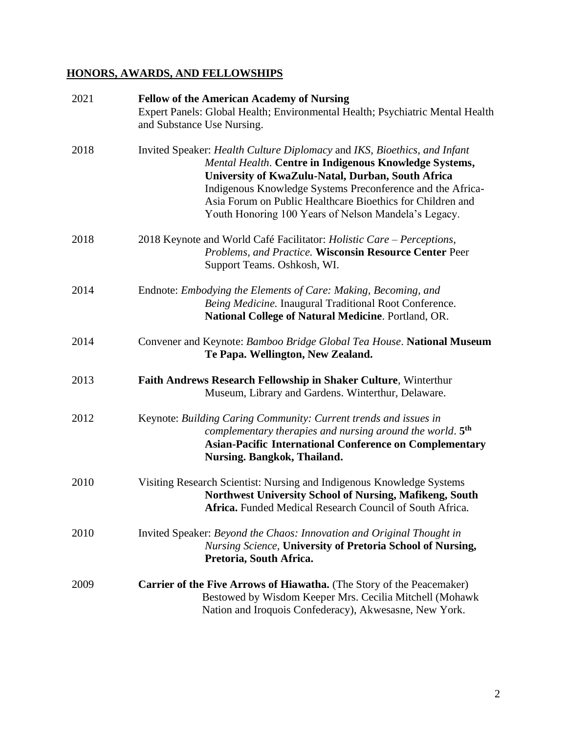## **HONORS, AWARDS, AND FELLOWSHIPS**

2021 **Fellow of the American Academy of Nursing**
Expert Panels: Global Health; Environmental Health; Psychiatric Mental Health and Substance Use Nursing.

2018 Invited Speaker: *Health Culture Diplomacy* and *IKS, Bioethics, and Infant Mental Health*. **Centre in Indigenous Knowledge Systems, University of KwaZulu-Natal, Durban, South Africa**
Indigenous Knowledge Systems Preconference and the Africa-Asia Forum on Public Healthcare Bioethics for Children and Youth Honoring 100 Years of Nelson Mandela's Legacy.

2018 2018 Keynote and World Café Facilitator: *Holistic Care – Perceptions, Problems, and Practice.* **Wisconsin Resource Center** Peer Support Teams. Oshkosh, WI.

2014 Endnote: *Embodying the Elements of Care: Making, Becoming, and Being Medicine.* Inaugural Traditional Root Conference. **National College of Natural Medicine**. Portland, OR.

2014 Convener and Keynote: *Bamboo Bridge Global Tea House*. **National Museum Te Papa. Wellington, New Zealand.**

2013 **Faith Andrews Research Fellowship in Shaker Culture**, Winterthur Museum, Library and Gardens. Winterthur, Delaware.

2012 Keynote: *Building Caring Community: Current trends and issues in complementary therapies and nursing around the world*. **5th Asian-Pacific International Conference on Complementary Nursing. Bangkok, Thailand.**

2010 Visiting Research Scientist: Nursing and Indigenous Knowledge Systems **Northwest University School of Nursing, Mafikeng, South Africa.** Funded Medical Research Council of South Africa.

2010 Invited Speaker: *Beyond the Chaos: Innovation and Original Thought in Nursing Science,* **University of Pretoria School of Nursing, Pretoria, South Africa.**

2009 **Carrier of the Five Arrows of Hiawatha.** (The Story of the Peacemaker) Bestowed by Wisdom Keeper Mrs. Cecilia Mitchell (Mohawk Nation and Iroquois Confederacy), Akwesasne, New York.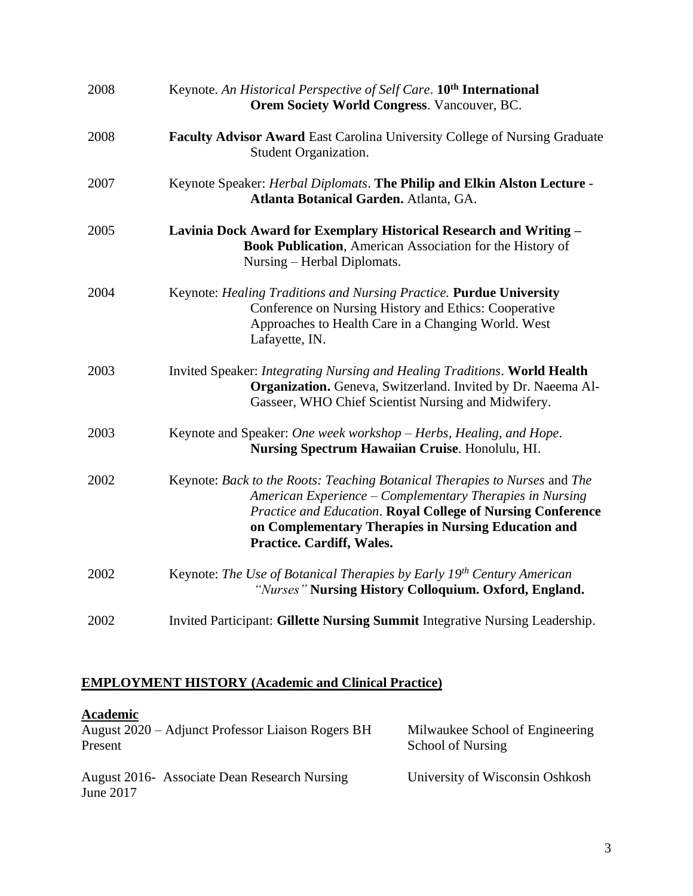2008 Keynote. *An Historical Perspective of Self Care*. **10th International Orem Society World Congress**. Vancouver, BC.

2008 **Faculty Advisor Award** East Carolina University College of Nursing Graduate Student Organization.

2007 Keynote Speaker: *Herbal Diplomats*. **The Philip and Elkin Alston Lecture - Atlanta Botanical Garden.** Atlanta, GA.

2005 **Lavinia Dock Award for Exemplary Historical Research and Writing – Book Publication**, American Association for the History of Nursing – Herbal Diplomats.

2004 Keynote: *Healing Traditions and Nursing Practice.* **Purdue University** Conference on Nursing History and Ethics: Cooperative Approaches to Health Care in a Changing World. West Lafayette, IN.

2003 Invited Speaker: *Integrating Nursing and Healing Traditions*. **World Health Organization.** Geneva, Switzerland. Invited by Dr. Naeema Al-Gasseer, WHO Chief Scientist Nursing and Midwifery.

2003 Keynote and Speaker: *One week workshop – Herbs, Healing, and Hope*. **Nursing Spectrum Hawaiian Cruise**. Honolulu, HI.

2002 Keynote: *Back to the Roots: Teaching Botanical Therapies to Nurses* and *The American Experience – Complementary Therapies in Nursing Practice and Education*. **Royal College of Nursing Conference on Complementary Therapies in Nursing Education and Practice. Cardiff, Wales.**

2002 Keynote: *The Use of Botanical Therapies by Early 19th Century American "Nurses"* **Nursing History Colloquium. Oxford, England.**

2002 Invited Participant: **Gillette Nursing Summit** Integrative Nursing Leadership.

## EMPLOYMENT HISTORY (Academic and Clinical Practice)

### Academic

| | | |
|---|---|---|
| August 2020 – Present | Adjunct Professor Liaison Rogers BH | Milwaukee School of Engineering School of Nursing |
| August 2016- June 2017 | Associate Dean Research Nursing | University of Wisconsin Oshkosh |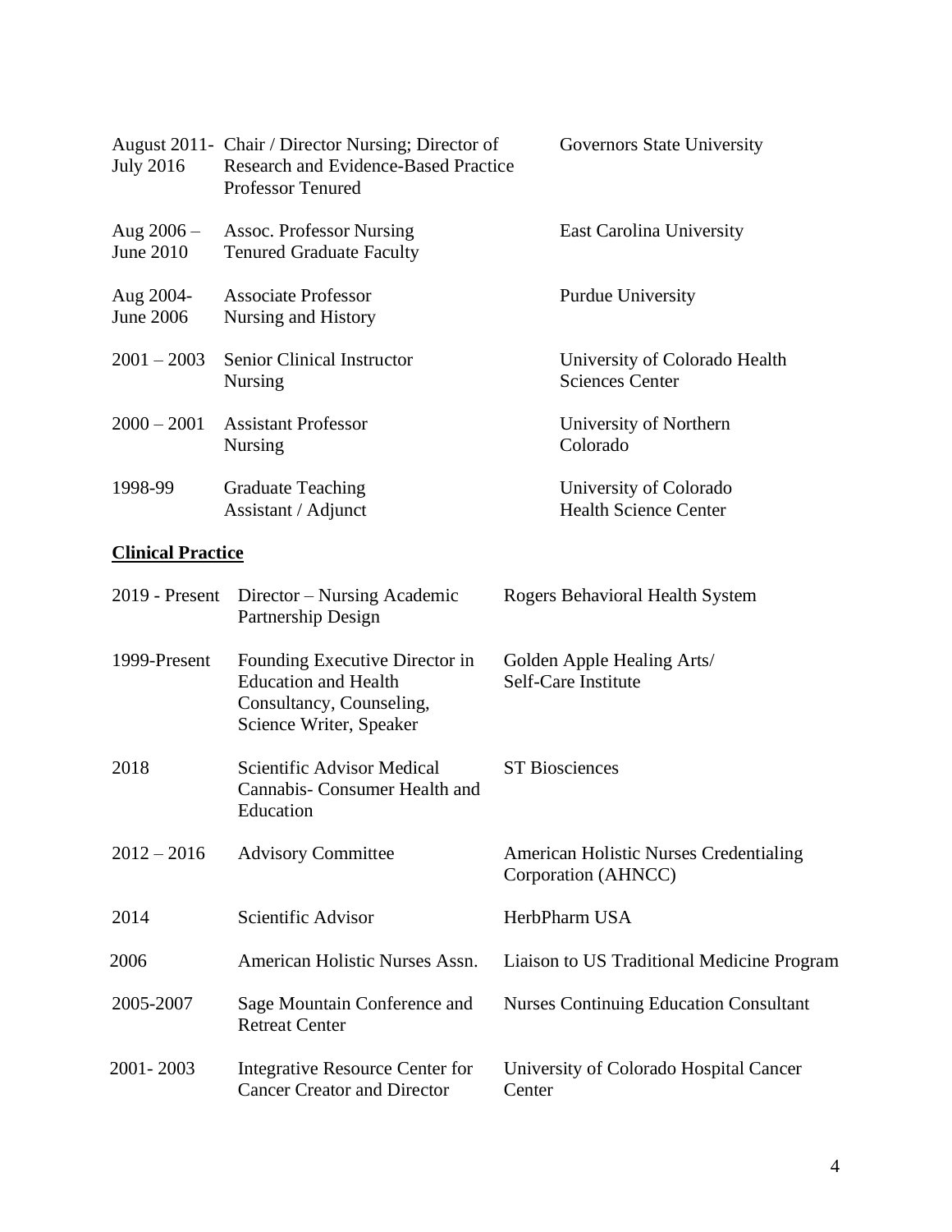| | | |
|---|---|---|
| August 2011- July 2016 | Chair / Director Nursing; Director of Research and Evidence-Based Practice Professor Tenured | Governors State University |
| Aug 2006 – June 2010 | Assoc. Professor Nursing Tenured Graduate Faculty | East Carolina University |
| Aug 2004- June 2006 | Associate Professor Nursing and History | Purdue University |
| 2001 – 2003 | Senior Clinical Instructor Nursing | University of Colorado Health Sciences Center |
| 2000 – 2001 | Assistant Professor Nursing | University of Northern Colorado |
| 1998-99 | Graduate Teaching Assistant / Adjunct | University of Colorado Health Science Center |

## **Clinical Practice**

| | | |
|---|---|---|
| 2019 - Present | Director – Nursing Academic Partnership Design | Rogers Behavioral Health System |
| 1999-Present | Founding Executive Director in Education and Health Consultancy, Counseling, Science Writer, Speaker | Golden Apple Healing Arts/ Self-Care Institute |
| 2018 | Scientific Advisor Medical Cannabis- Consumer Health and Education | ST Biosciences |
| 2012 – 2016 | Advisory Committee | American Holistic Nurses Credentialing Corporation (AHNCC) |
| 2014 | Scientific Advisor | HerbPharm USA |
| 2006 | American Holistic Nurses Assn. | Liaison to US Traditional Medicine Program |
| 2005-2007 | Sage Mountain Conference and Retreat Center | Nurses Continuing Education Consultant |
| 2001- 2003 | Integrative Resource Center for Cancer Creator and Director | University of Colorado Hospital Cancer Center |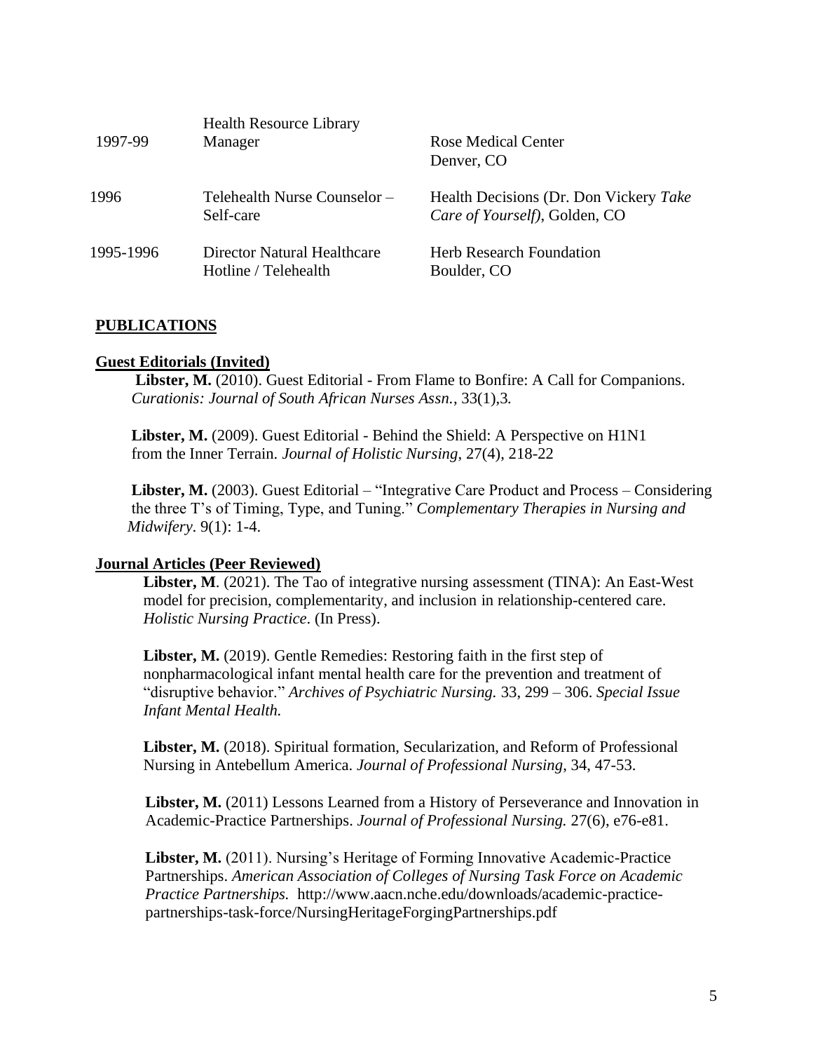| | | |
|---|---|---|
| 1997-99 | Health Resource Library Manager | Rose Medical Center<br>Denver, CO |
| 1996 | Telehealth Nurse Counselor – Self-care | Health Decisions (Dr. Don Vickery *Take Care of Yourself)*, Golden, CO |
| 1995-1996 | Director Natural Healthcare Hotline / Telehealth | Herb Research Foundation<br>Boulder, CO |

## **PUBLICATIONS**

### **Guest Editorials (Invited)**

**Libster, M.** (2010). Guest Editorial - From Flame to Bonfire: A Call for Companions. *Curationis: Journal of South African Nurses Assn.*, 33(1),3*.*

**Libster, M.** (2009). Guest Editorial - Behind the Shield: A Perspective on H1N1 from the Inner Terrain. *Journal of Holistic Nursing*, 27(4), 218-22

**Libster, M.** (2003). Guest Editorial – "Integrative Care Product and Process – Considering the three T's of Timing, Type, and Tuning." *Complementary Therapies in Nursing and Midwifery*. 9(1): 1-4.

### **Journal Articles (Peer Reviewed)**

**Libster, M**. (2021). The Tao of integrative nursing assessment (TINA): An East-West model for precision, complementarity, and inclusion in relationship-centered care. *Holistic Nursing Practice*. (In Press).

**Libster, M.** (2019). Gentle Remedies: Restoring faith in the first step of nonpharmacological infant mental health care for the prevention and treatment of "disruptive behavior." *Archives of Psychiatric Nursing.* 33, 299 – 306. *Special Issue Infant Mental Health.*

**Libster, M.** (2018). Spiritual formation, Secularization, and Reform of Professional Nursing in Antebellum America. *Journal of Professional Nursing*, 34, 47-53.

**Libster, M.** (2011) Lessons Learned from a History of Perseverance and Innovation in Academic-Practice Partnerships. *Journal of Professional Nursing.* 27(6), e76-e81.

**Libster, M.** (2011). Nursing's Heritage of Forming Innovative Academic-Practice Partnerships. *American Association of Colleges of Nursing Task Force on Academic Practice Partnerships.* http://www.aacn.nche.edu/downloads/academic-practice-partnerships-task-force/NursingHeritageForgingPartnerships.pdf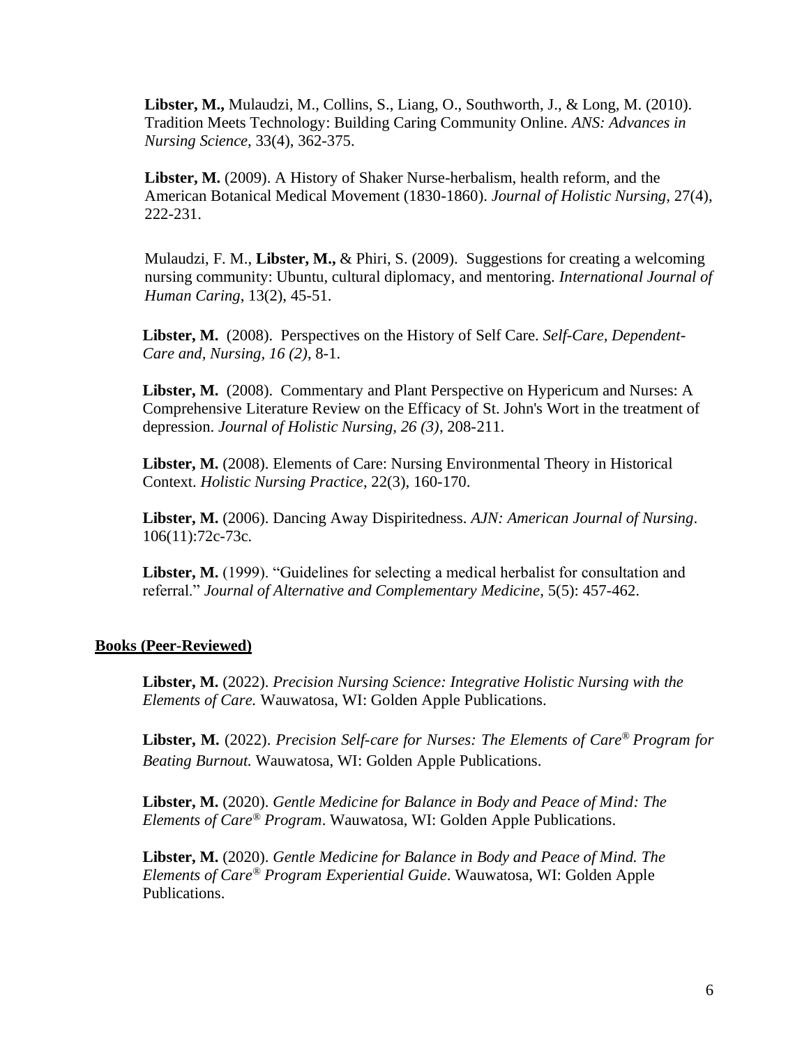**Libster, M.,** Mulaudzi, M., Collins, S., Liang, O., Southworth, J., & Long, M. (2010). Tradition Meets Technology: Building Caring Community Online. *ANS: Advances in Nursing Science*, 33(4), 362-375.

**Libster, M.** (2009). A History of Shaker Nurse-herbalism, health reform, and the American Botanical Medical Movement (1830-1860). *Journal of Holistic Nursing*, 27(4), 222-231.

Mulaudzi, F. M., **Libster, M.,** & Phiri, S. (2009). Suggestions for creating a welcoming nursing community: Ubuntu, cultural diplomacy, and mentoring. *International Journal of Human Caring*, 13(2), 45-51.

**Libster, M.** (2008). Perspectives on the History of Self Care. *Self-Care, Dependent-Care and, Nursing, 16 (2)*, 8-1.

**Libster, M.** (2008). Commentary and Plant Perspective on Hypericum and Nurses: A Comprehensive Literature Review on the Efficacy of St. John's Wort in the treatment of depression. *Journal of Holistic Nursing, 26 (3)*, 208-211.

**Libster, M.** (2008). Elements of Care: Nursing Environmental Theory in Historical Context. *Holistic Nursing Practice*, 22(3), 160-170.

**Libster, M.** (2006). Dancing Away Dispiritedness. *AJN: American Journal of Nursing*. 106(11):72c-73c.

**Libster, M.** (1999). "Guidelines for selecting a medical herbalist for consultation and referral." *Journal of Alternative and Complementary Medicine*, 5(5): 457-462.

## Books (Peer-Reviewed)

**Libster, M.** (2022). *Precision Nursing Science: Integrative Holistic Nursing with the Elements of Care.* Wauwatosa, WI: Golden Apple Publications.

**Libster, M.** (2022). *Precision Self-care for Nurses: The Elements of Care® Program for Beating Burnout.* Wauwatosa, WI: Golden Apple Publications.

**Libster, M.** (2020). *Gentle Medicine for Balance in Body and Peace of Mind: The Elements of Care® Program*. Wauwatosa, WI: Golden Apple Publications.

**Libster, M.** (2020). *Gentle Medicine for Balance in Body and Peace of Mind. The Elements of Care® Program Experiential Guide*. Wauwatosa, WI: Golden Apple Publications.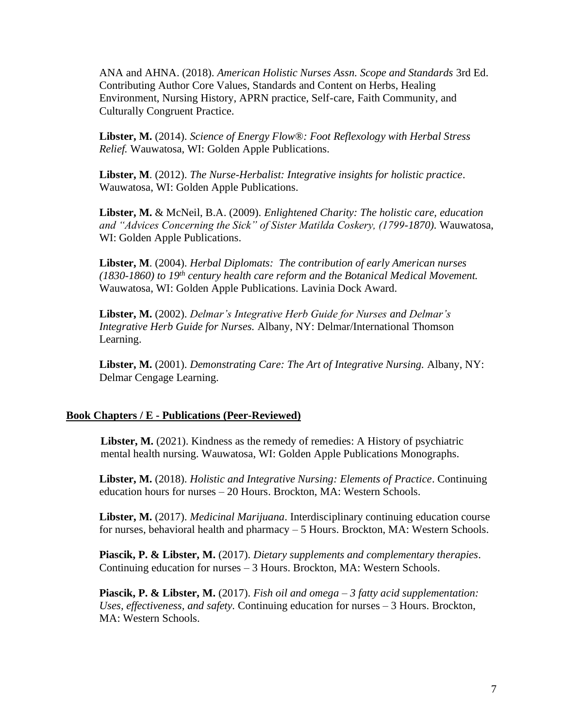ANA and AHNA. (2018). *American Holistic Nurses Assn. Scope and Standards* 3rd Ed. Contributing Author Core Values, Standards and Content on Herbs, Healing Environment, Nursing History, APRN practice, Self-care, Faith Community, and Culturally Congruent Practice.

**Libster, M.** (2014). *Science of Energy Flow®: Foot Reflexology with Herbal Stress Relief.* Wauwatosa, WI: Golden Apple Publications.

**Libster, M**. (2012). *The Nurse-Herbalist: Integrative insights for holistic practice*. Wauwatosa, WI: Golden Apple Publications.

**Libster, M.** & McNeil, B.A. (2009). *Enlightened Charity: The holistic care, education and "Advices Concerning the Sick" of Sister Matilda Coskery, (1799-1870).* Wauwatosa, WI: Golden Apple Publications.

**Libster, M**. (2004). *Herbal Diplomats: The contribution of early American nurses (1830-1860) to 19th century health care reform and the Botanical Medical Movement.* Wauwatosa, WI: Golden Apple Publications. Lavinia Dock Award.

**Libster, M.** (2002). *Delmar's Integrative Herb Guide for Nurses and Delmar's Integrative Herb Guide for Nurses.* Albany, NY: Delmar/International Thomson Learning.

**Libster, M.** (2001). *Demonstrating Care: The Art of Integrative Nursing.* Albany, NY: Delmar Cengage Learning.

## Book Chapters / E - Publications (Peer-Reviewed)

**Libster, M.** (2021). Kindness as the remedy of remedies: A History of psychiatric mental health nursing. Wauwatosa, WI: Golden Apple Publications Monographs.

**Libster, M.** (2018). *Holistic and Integrative Nursing: Elements of Practice*. Continuing education hours for nurses – 20 Hours. Brockton, MA: Western Schools.

**Libster, M.** (2017). *Medicinal Marijuana*. Interdisciplinary continuing education course for nurses, behavioral health and pharmacy – 5 Hours. Brockton, MA: Western Schools.

**Piascik, P. & Libster, M.** (2017). *Dietary supplements and complementary therapies*. Continuing education for nurses – 3 Hours. Brockton, MA: Western Schools.

**Piascik, P. & Libster, M.** (2017). *Fish oil and omega – 3 fatty acid supplementation: Uses, effectiveness, and safety.* Continuing education for nurses – 3 Hours. Brockton, MA: Western Schools.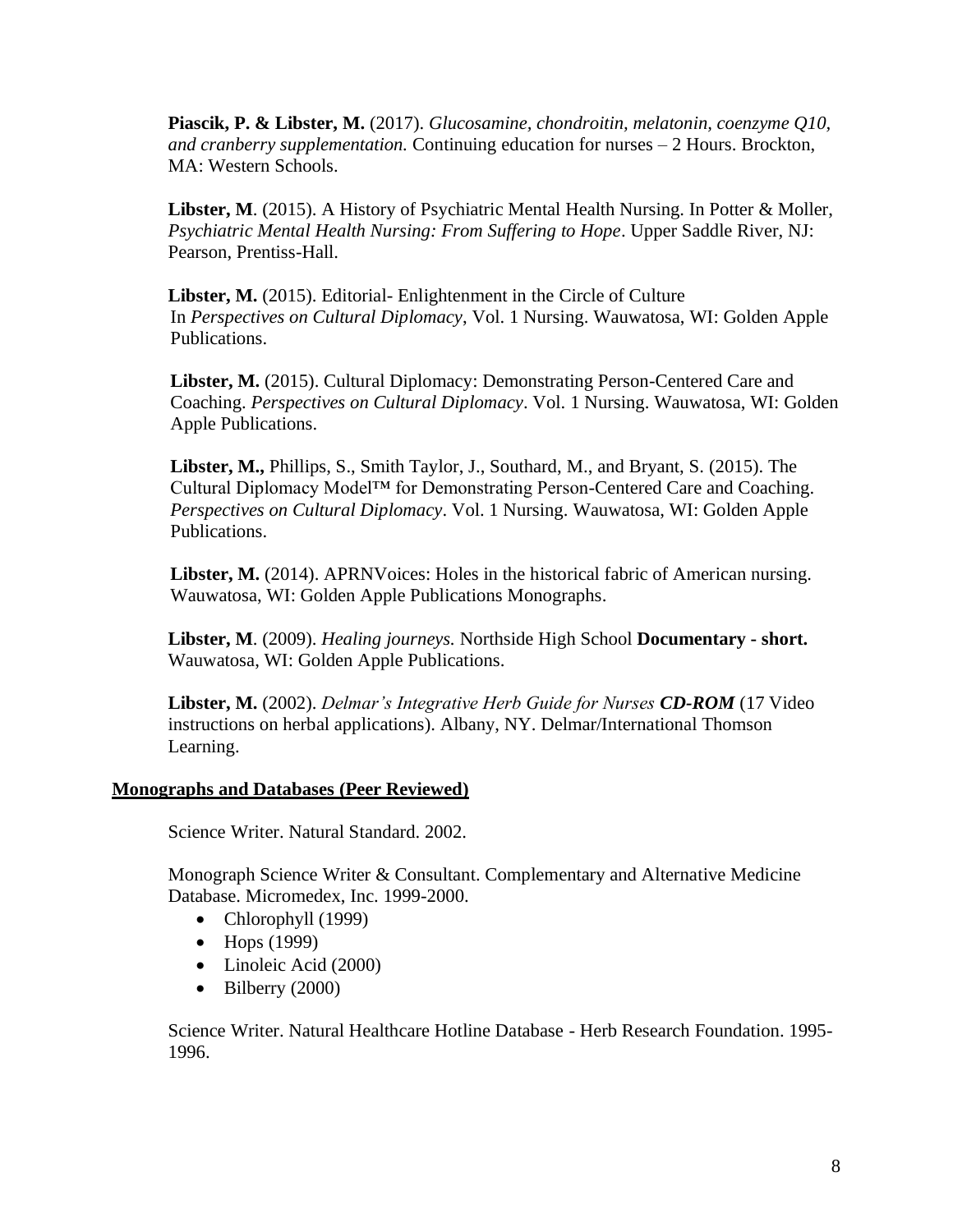**Piascik, P. & Libster, M.** (2017). *Glucosamine, chondroitin, melatonin, coenzyme Q10, and cranberry supplementation.* Continuing education for nurses – 2 Hours. Brockton, MA: Western Schools.

**Libster, M**. (2015). A History of Psychiatric Mental Health Nursing. In Potter & Moller, *Psychiatric Mental Health Nursing: From Suffering to Hope*. Upper Saddle River, NJ: Pearson, Prentiss-Hall.

**Libster, M.** (2015). Editorial- Enlightenment in the Circle of Culture In *Perspectives on Cultural Diplomacy*, Vol. 1 Nursing. Wauwatosa, WI: Golden Apple Publications.

**Libster, M.** (2015). Cultural Diplomacy: Demonstrating Person-Centered Care and Coaching. *Perspectives on Cultural Diplomacy*. Vol. 1 Nursing. Wauwatosa, WI: Golden Apple Publications.

**Libster, M.,** Phillips, S., Smith Taylor, J., Southard, M., and Bryant, S. (2015). The Cultural Diplomacy Model™ for Demonstrating Person-Centered Care and Coaching. *Perspectives on Cultural Diplomacy*. Vol. 1 Nursing. Wauwatosa, WI: Golden Apple Publications.

**Libster, M.** (2014). APRNVoices: Holes in the historical fabric of American nursing. Wauwatosa, WI: Golden Apple Publications Monographs.

**Libster, M**. (2009). *Healing journeys.* Northside High School **Documentary - short.** Wauwatosa, WI: Golden Apple Publications.

**Libster, M.** (2002). *Delmar's Integrative Herb Guide for Nurses* ***CD-ROM*** (17 Video instructions on herbal applications). Albany, NY. Delmar/International Thomson Learning.

## Monographs and Databases (Peer Reviewed)

Science Writer. Natural Standard. 2002.

Monograph Science Writer & Consultant. Complementary and Alternative Medicine Database. Micromedex, Inc. 1999-2000.

- Chlorophyll (1999)
- Hops (1999)
- Linoleic Acid (2000)
- Bilberry (2000)

Science Writer. Natural Healthcare Hotline Database - Herb Research Foundation. 1995-1996.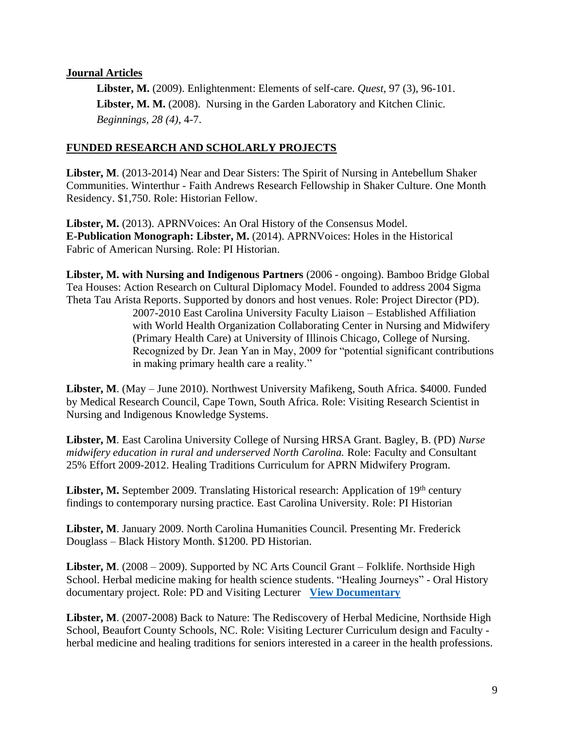**Journal Articles**

**Libster, M.** (2009). Enlightenment: Elements of self-care. *Quest*, 97 (3), 96-101.

**Libster, M. M.** (2008). Nursing in the Garden Laboratory and Kitchen Clinic. *Beginnings, 28 (4)*, 4-7.

## FUNDED RESEARCH AND SCHOLARLY PROJECTS

**Libster, M**. (2013-2014) Near and Dear Sisters: The Spirit of Nursing in Antebellum Shaker Communities. Winterthur - Faith Andrews Research Fellowship in Shaker Culture. One Month Residency. $1,750. Role: Historian Fellow.

**Libster, M.** (2013). APRNVoices: An Oral History of the Consensus Model.
**E-Publication Monograph: Libster, M.** (2014). APRNVoices: Holes in the Historical Fabric of American Nursing. Role: PI Historian.

**Libster, M. with Nursing and Indigenous Partners** (2006 - ongoing). Bamboo Bridge Global Tea Houses: Action Research on Cultural Diplomacy Model. Founded to address 2004 Sigma Theta Tau Arista Reports. Supported by donors and host venues. Role: Project Director (PD).

> 2007-2010 East Carolina University Faculty Liaison – Established Affiliation with World Health Organization Collaborating Center in Nursing and Midwifery (Primary Health Care) at University of Illinois Chicago, College of Nursing. Recognized by Dr. Jean Yan in May, 2009 for "potential significant contributions in making primary health care a reality."

**Libster, M**. (May – June 2010). Northwest University Mafikeng, South Africa. $4000. Funded by Medical Research Council, Cape Town, South Africa. Role: Visiting Research Scientist in Nursing and Indigenous Knowledge Systems.

**Libster, M**. East Carolina University College of Nursing HRSA Grant. Bagley, B. (PD) *Nurse midwifery education in rural and underserved North Carolina.* Role: Faculty and Consultant 25% Effort 2009-2012. Healing Traditions Curriculum for APRN Midwifery Program.

**Libster, M.** September 2009. Translating Historical research: Application of 19th century findings to contemporary nursing practice. East Carolina University. Role: PI Historian

**Libster, M**. January 2009. North Carolina Humanities Council. Presenting Mr. Frederick Douglass – Black History Month. $1200. PD Historian.

**Libster, M**. (2008 – 2009). Supported by NC Arts Council Grant – Folklife. Northside High School. Herbal medicine making for health science students. "Healing Journeys" - Oral History documentary project. Role: PD and Visiting Lecturer **View Documentary**

**Libster, M**. (2007-2008) Back to Nature: The Rediscovery of Herbal Medicine, Northside High School, Beaufort County Schools, NC. Role: Visiting Lecturer Curriculum design and Faculty - herbal medicine and healing traditions for seniors interested in a career in the health professions.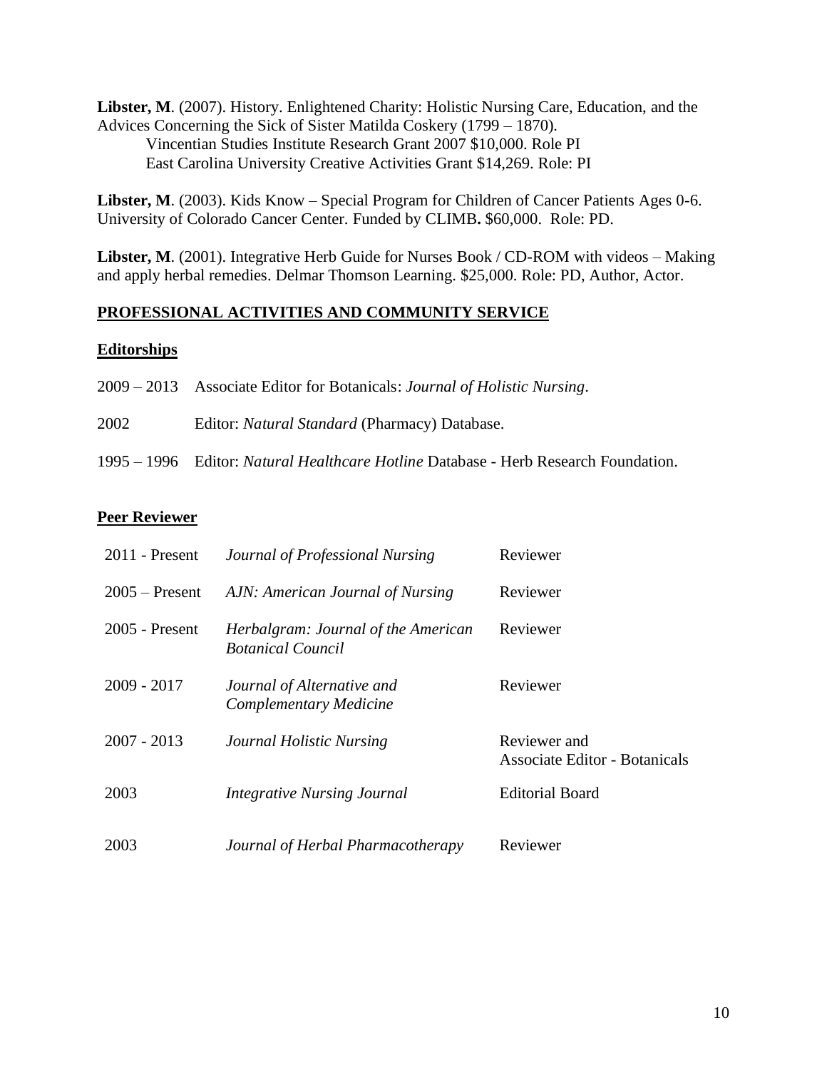**Libster, M**. (2007). History. Enlightened Charity: Holistic Nursing Care, Education, and the Advices Concerning the Sick of Sister Matilda Coskery (1799 – 1870).
Vincentian Studies Institute Research Grant 2007 $10,000. Role PI
East Carolina University Creative Activities Grant $14,269. Role: PI

**Libster, M**. (2003). Kids Know – Special Program for Children of Cancer Patients Ages 0-6. University of Colorado Cancer Center. Funded by CLIMB**.** $60,000. Role: PD.

**Libster, M**. (2001). Integrative Herb Guide for Nurses Book / CD-ROM with videos – Making and apply herbal remedies. Delmar Thomson Learning. $25,000. Role: PD, Author, Actor.

## PROFESSIONAL ACTIVITIES AND COMMUNITY SERVICE

### Editorships

2009 – 2013 Associate Editor for Botanicals: *Journal of Holistic Nursing*.

2002 Editor: *Natural Standard* (Pharmacy) Database.

1995 – 1996 Editor: *Natural Healthcare Hotline* Database - Herb Research Foundation.

### Peer Reviewer

| | | |
|---|---|---|
| 2011 - Present | *Journal of Professional Nursing* | Reviewer |
| 2005 – Present | *AJN: American Journal of Nursing* | Reviewer |
| 2005 - Present | *Herbalgram: Journal of the American Botanical Council* | Reviewer |
| 2009 - 2017 | *Journal of Alternative and Complementary Medicine* | Reviewer |
| 2007 - 2013 | *Journal Holistic Nursing* | Reviewer and Associate Editor - Botanicals |
| 2003 | *Integrative Nursing Journal* | Editorial Board |
| 2003 | *Journal of Herbal Pharmacotherapy* | Reviewer |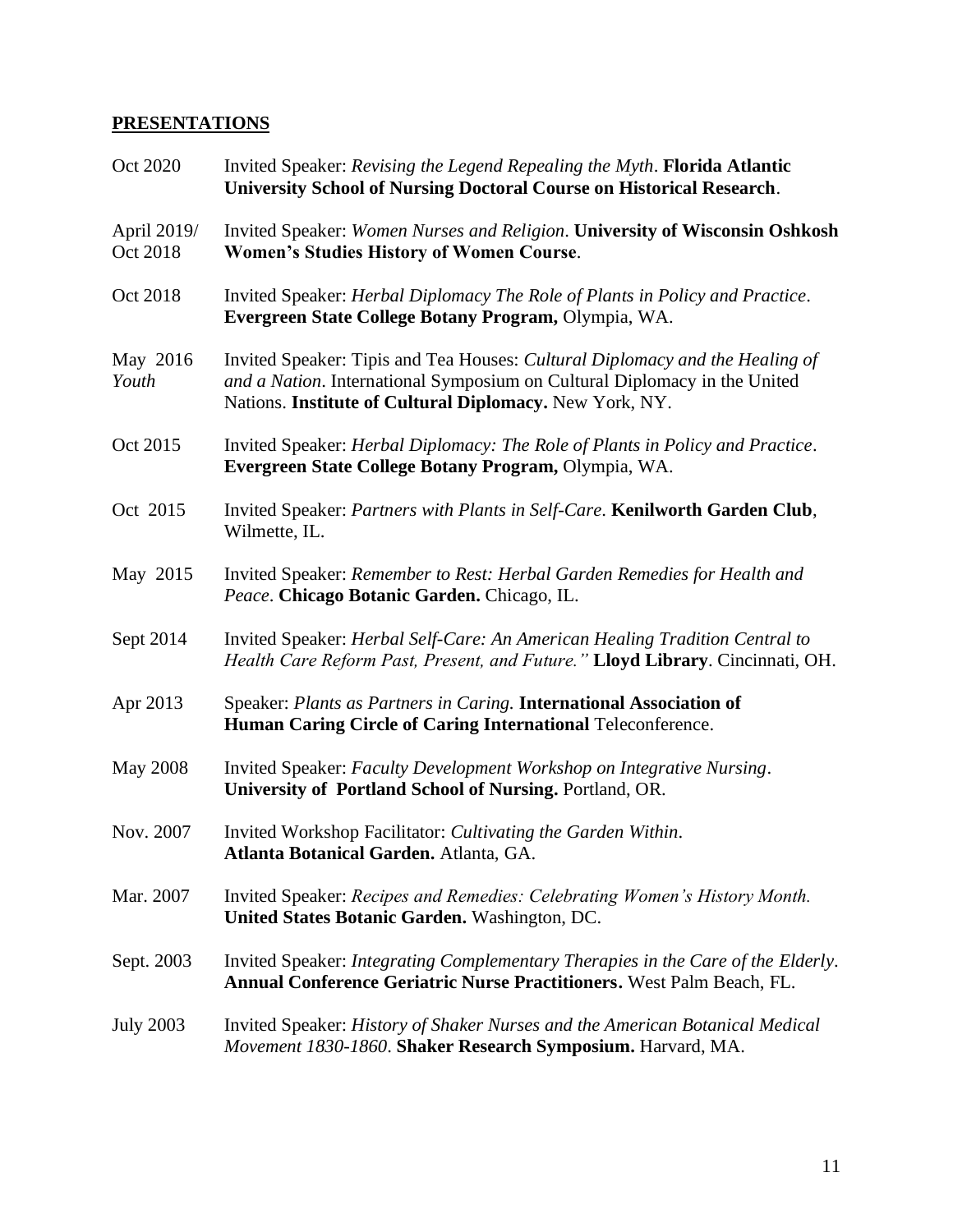## **PRESENTATIONS**

| | |
|---|---|
| Oct 2020 | Invited Speaker: *Revising the Legend Repealing the Myth*. **Florida Atlantic University School of Nursing Doctoral Course on Historical Research**. |
| April 2019/ Oct 2018 | Invited Speaker: *Women Nurses and Religion*. **University of Wisconsin Oshkosh Women's Studies History of Women Course**. |
| Oct 2018 | Invited Speaker: *Herbal Diplomacy The Role of Plants in Policy and Practice*. **Evergreen State College Botany Program,** Olympia, WA. |
| May 2016 *Youth* | Invited Speaker: Tipis and Tea Houses: *Cultural Diplomacy and the Healing of and a Nation*. International Symposium on Cultural Diplomacy in the United Nations. **Institute of Cultural Diplomacy.** New York, NY. |
| Oct 2015 | Invited Speaker: *Herbal Diplomacy: The Role of Plants in Policy and Practice*. **Evergreen State College Botany Program,** Olympia, WA. |
| Oct 2015 | Invited Speaker: *Partners with Plants in Self-Care*. **Kenilworth Garden Club**, Wilmette, IL. |
| May 2015 | Invited Speaker: *Remember to Rest: Herbal Garden Remedies for Health and Peace*. **Chicago Botanic Garden.** Chicago, IL. |
| Sept 2014 | Invited Speaker: *Herbal Self-Care: An American Healing Tradition Central to Health Care Reform Past, Present, and Future."* **Lloyd Library**. Cincinnati, OH. |
| Apr 2013 | Speaker: *Plants as Partners in Caring.* **International Association of Human Caring Circle of Caring International** Teleconference. |
| May 2008 | Invited Speaker: *Faculty Development Workshop on Integrative Nursing*. **University of Portland School of Nursing.** Portland, OR. |
| Nov. 2007 | Invited Workshop Facilitator: *Cultivating the Garden Within*. **Atlanta Botanical Garden.** Atlanta, GA. |
| Mar. 2007 | Invited Speaker: *Recipes and Remedies: Celebrating Women's History Month.* **United States Botanic Garden.** Washington, DC. |
| Sept. 2003 | Invited Speaker: *Integrating Complementary Therapies in the Care of the Elderly*. **Annual Conference Geriatric Nurse Practitioners.** West Palm Beach, FL. |
| July 2003 | Invited Speaker: *History of Shaker Nurses and the American Botanical Medical Movement 1830-1860*. **Shaker Research Symposium.** Harvard, MA. |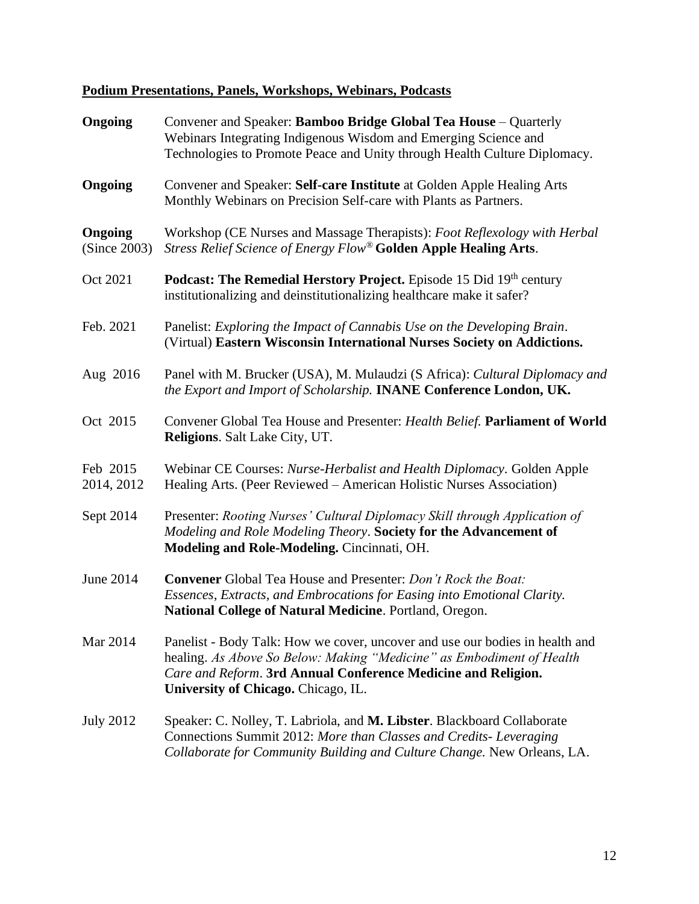**<u>Podium Presentations, Panels, Workshops, Webinars, Podcasts</u>**

**Ongoing** Convener and Speaker: **Bamboo Bridge Global Tea House** – Quarterly Webinars Integrating Indigenous Wisdom and Emerging Science and Technologies to Promote Peace and Unity through Health Culture Diplomacy.

**Ongoing** Convener and Speaker: **Self-care Institute** at Golden Apple Healing Arts Monthly Webinars on Precision Self-care with Plants as Partners.

**Ongoing** (Since 2003) Workshop (CE Nurses and Massage Therapists): *Foot Reflexology with Herbal Stress Relief Science of Energy Flow®* **Golden Apple Healing Arts**.

Oct 2021 **Podcast: The Remedial Herstory Project.** Episode 15 Did 19th century institutionalizing and deinstitutionalizing healthcare make it safer?

Feb. 2021 Panelist: *Exploring the Impact of Cannabis Use on the Developing Brain*. (Virtual) **Eastern Wisconsin International Nurses Society on Addictions.**

Aug 2016 Panel with M. Brucker (USA), M. Mulaudzi (S Africa): *Cultural Diplomacy and the Export and Import of Scholarship.* **INANE Conference London, UK.**

Oct 2015 Convener Global Tea House and Presenter: *Health Belief.* **Parliament of World Religions**. Salt Lake City, UT.

Feb 2015, 2014, 2012 Webinar CE Courses: *Nurse-Herbalist and Health Diplomacy.* Golden Apple Healing Arts. (Peer Reviewed – American Holistic Nurses Association)

Sept 2014 Presenter: *Rooting Nurses' Cultural Diplomacy Skill through Application of Modeling and Role Modeling Theory*. **Society for the Advancement of Modeling and Role-Modeling.** Cincinnati, OH.

June 2014 **Convener** Global Tea House and Presenter: *Don't Rock the Boat: Essences, Extracts, and Embrocations for Easing into Emotional Clarity.* **National College of Natural Medicine**. Portland, Oregon.

Mar 2014 Panelist - Body Talk: How we cover, uncover and use our bodies in health and healing. *As Above So Below: Making "Medicine" as Embodiment of Health Care and Reform*. **3rd Annual Conference Medicine and Religion. University of Chicago.** Chicago, IL.

July 2012 Speaker: C. Nolley, T. Labriola, and **M. Libster**. Blackboard Collaborate Connections Summit 2012: *More than Classes and Credits- Leveraging Collaborate for Community Building and Culture Change.* New Orleans, LA.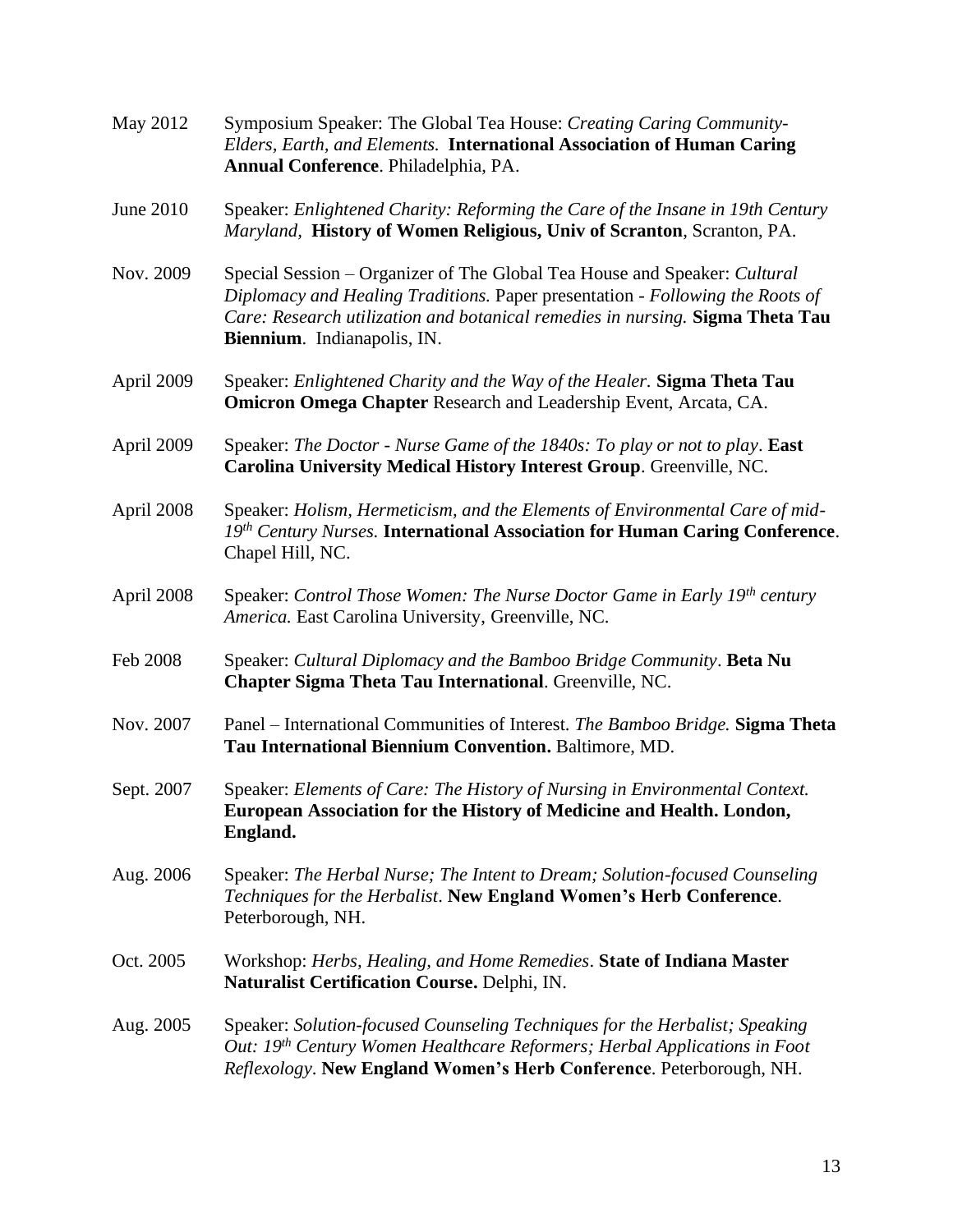May 2012 Symposium Speaker: The Global Tea House: *Creating Caring Community- Elders, Earth, and Elements.* **International Association of Human Caring Annual Conference**. Philadelphia, PA.

June 2010 Speaker: *Enlightened Charity: Reforming the Care of the Insane in 19th Century Maryland*, **History of Women Religious, Univ of Scranton**, Scranton, PA.

Nov. 2009 Special Session – Organizer of The Global Tea House and Speaker: *Cultural Diplomacy and Healing Traditions.* Paper presentation - *Following the Roots of Care: Research utilization and botanical remedies in nursing.* **Sigma Theta Tau Biennium**. Indianapolis, IN.

April 2009 Speaker: *Enlightened Charity and the Way of the Healer.* **Sigma Theta Tau Omicron Omega Chapter** Research and Leadership Event, Arcata, CA.

April 2009 Speaker: *The Doctor - Nurse Game of the 1840s: To play or not to play*. **East Carolina University Medical History Interest Group**. Greenville, NC.

April 2008 Speaker: *Holism, Hermeticism, and the Elements of Environmental Care of mid-19th Century Nurses.* **International Association for Human Caring Conference**. Chapel Hill, NC.

April 2008 Speaker: *Control Those Women: The Nurse Doctor Game in Early 19th century America.* East Carolina University, Greenville, NC.

Feb 2008 Speaker: *Cultural Diplomacy and the Bamboo Bridge Community*. **Beta Nu Chapter Sigma Theta Tau International**. Greenville, NC.

Nov. 2007 Panel – International Communities of Interest. *The Bamboo Bridge.* **Sigma Theta Tau International Biennium Convention.** Baltimore, MD.

Sept. 2007 Speaker: *Elements of Care: The History of Nursing in Environmental Context.* **European Association for the History of Medicine and Health. London, England.**

Aug. 2006 Speaker: *The Herbal Nurse; The Intent to Dream; Solution-focused Counseling Techniques for the Herbalist*. **New England Women's Herb Conference**. Peterborough, NH.

Oct. 2005 Workshop: *Herbs, Healing, and Home Remedies*. **State of Indiana Master Naturalist Certification Course.** Delphi, IN.

Aug. 2005 Speaker: *Solution-focused Counseling Techniques for the Herbalist; Speaking Out: 19th Century Women Healthcare Reformers; Herbal Applications in Foot Reflexology*. **New England Women's Herb Conference**. Peterborough, NH.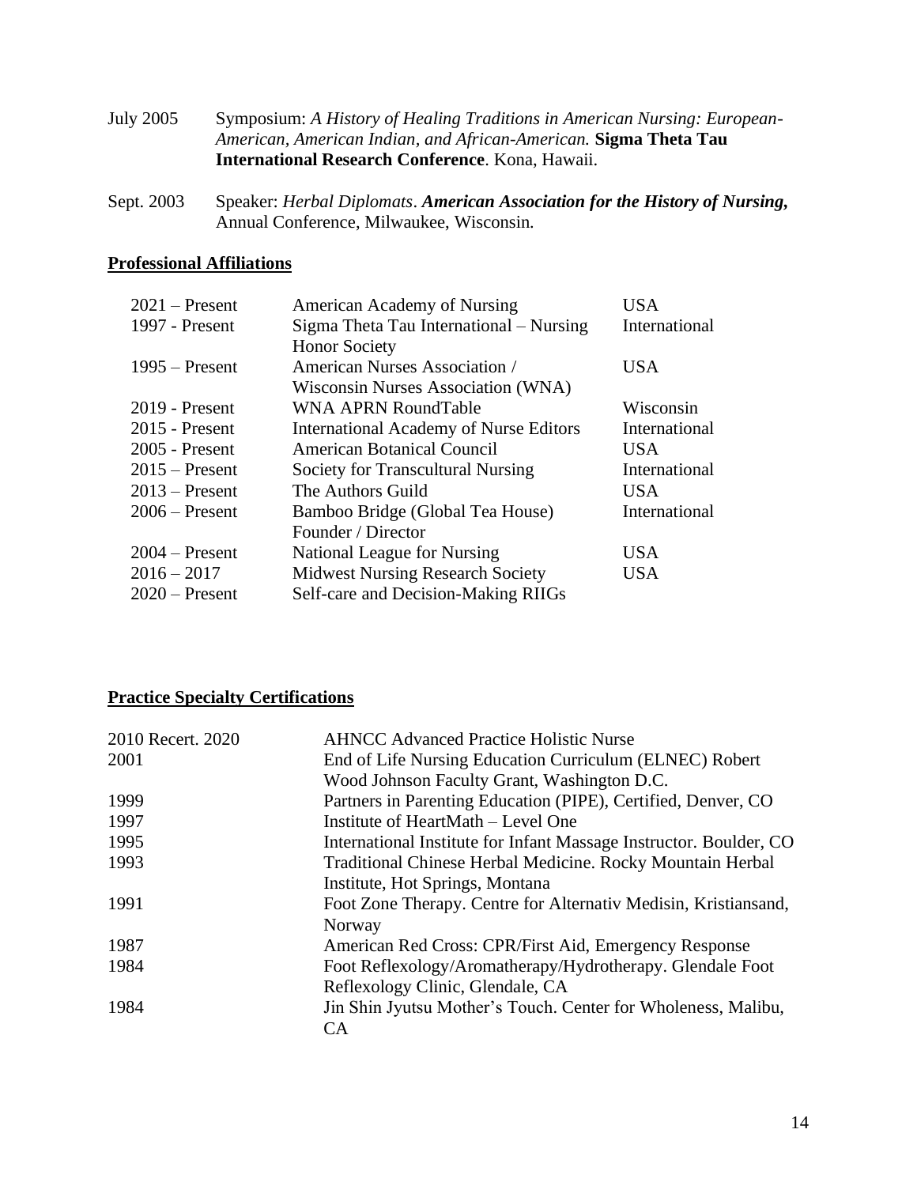July 2005 Symposium: *A History of Healing Traditions in American Nursing: European-American, American Indian, and African-American.* **Sigma Theta Tau International Research Conference**. Kona, Hawaii.

Sept. 2003 Speaker: *Herbal Diplomats*. ***American Association for the History of Nursing,*** Annual Conference, Milwaukee, Wisconsin.

## Professional Affiliations

| | | |
|---|---|---|
| 2021 – Present | American Academy of Nursing | USA |
| 1997 - Present | Sigma Theta Tau International – Nursing Honor Society | International |
| 1995 – Present | American Nurses Association / Wisconsin Nurses Association (WNA) | USA |
| 2019 - Present | WNA APRN RoundTable | Wisconsin |
| 2015 - Present | International Academy of Nurse Editors | International |
| 2005 - Present | American Botanical Council | USA |
| 2015 – Present | Society for Transcultural Nursing | International |
| 2013 – Present | The Authors Guild | USA |
| 2006 – Present | Bamboo Bridge (Global Tea House) Founder / Director | International |
| 2004 – Present | National League for Nursing | USA |
| 2016 – 2017 | Midwest Nursing Research Society | USA |
| 2020 – Present | Self-care and Decision-Making RIIGs | |

## Practice Specialty Certifications

| | |
|---|---|
| 2010 Recert. 2020 | AHNCC Advanced Practice Holistic Nurse |
| 2001 | End of Life Nursing Education Curriculum (ELNEC) Robert Wood Johnson Faculty Grant, Washington D.C. |
| 1999 | Partners in Parenting Education (PIPE), Certified, Denver, CO |
| 1997 | Institute of HeartMath – Level One |
| 1995 | International Institute for Infant Massage Instructor. Boulder, CO |
| 1993 | Traditional Chinese Herbal Medicine. Rocky Mountain Herbal Institute, Hot Springs, Montana |
| 1991 | Foot Zone Therapy. Centre for Alternativ Medisin, Kristiansand, Norway |
| 1987 | American Red Cross: CPR/First Aid, Emergency Response |
| 1984 | Foot Reflexology/Aromatherapy/Hydrotherapy. Glendale Foot Reflexology Clinic, Glendale, CA |
| 1984 | Jin Shin Jyutsu Mother's Touch. Center for Wholeness, Malibu, CA |